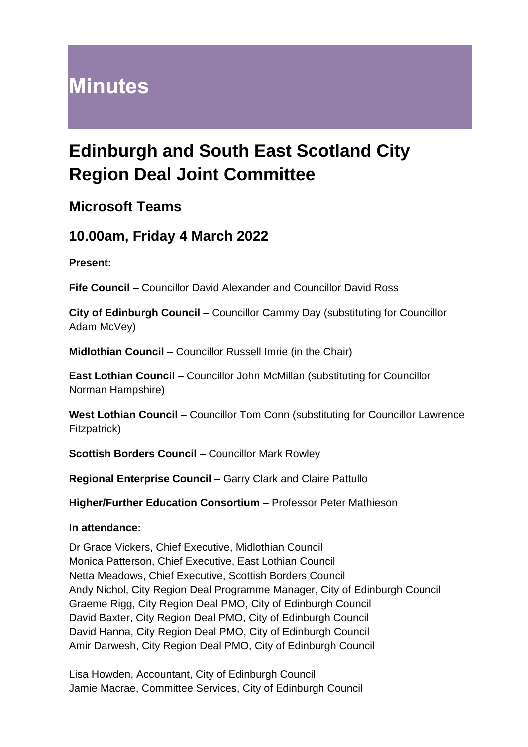# Minutes

# Edinburgh and South East Scotland City Region Deal Joint Committee

## Microsoft Teams

## 10.00am, Friday 4 March 2022

**Present:**

**Fife Council –** Councillor David Alexander and Councillor David Ross

**City of Edinburgh Council –** Councillor Cammy Day (substituting for Councillor Adam McVey)

**Midlothian Council** – Councillor Russell Imrie (in the Chair)

**East Lothian Council** – Councillor John McMillan (substituting for Councillor Norman Hampshire)

**West Lothian Council** – Councillor Tom Conn (substituting for Councillor Lawrence Fitzpatrick)

**Scottish Borders Council –** Councillor Mark Rowley

**Regional Enterprise Council** – Garry Clark and Claire Pattullo

**Higher/Further Education Consortium** – Professor Peter Mathieson

**In attendance:**

Dr Grace Vickers, Chief Executive, Midlothian Council
Monica Patterson, Chief Executive, East Lothian Council
Netta Meadows, Chief Executive, Scottish Borders Council
Andy Nichol, City Region Deal Programme Manager, City of Edinburgh Council
Graeme Rigg, City Region Deal PMO, City of Edinburgh Council
David Baxter, City Region Deal PMO, City of Edinburgh Council
David Hanna, City Region Deal PMO, City of Edinburgh Council
Amir Darwesh, City Region Deal PMO, City of Edinburgh Council

Lisa Howden, Accountant, City of Edinburgh Council
Jamie Macrae, Committee Services, City of Edinburgh Council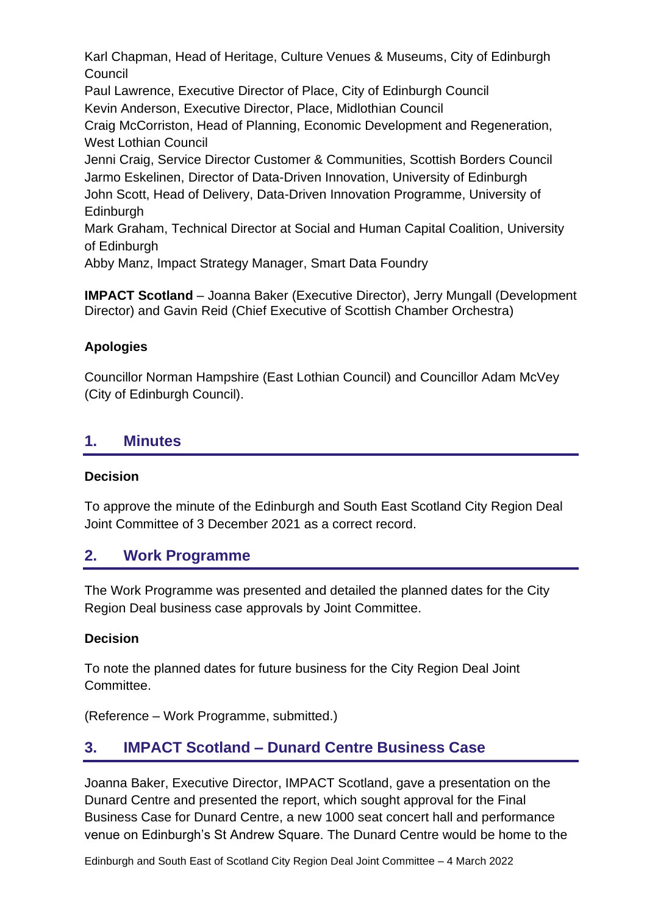Karl Chapman, Head of Heritage, Culture Venues & Museums, City of Edinburgh Council
Paul Lawrence, Executive Director of Place, City of Edinburgh Council
Kevin Anderson, Executive Director, Place, Midlothian Council
Craig McCorriston, Head of Planning, Economic Development and Regeneration, West Lothian Council
Jenni Craig, Service Director Customer & Communities, Scottish Borders Council
Jarmo Eskelinen, Director of Data-Driven Innovation, University of Edinburgh
John Scott, Head of Delivery, Data-Driven Innovation Programme, University of Edinburgh
Mark Graham, Technical Director at Social and Human Capital Coalition, University of Edinburgh
Abby Manz, Impact Strategy Manager, Smart Data Foundry

**IMPACT Scotland** – Joanna Baker (Executive Director), Jerry Mungall (Development Director) and Gavin Reid (Chief Executive of Scottish Chamber Orchestra)

**Apologies**

Councillor Norman Hampshire (East Lothian Council) and Councillor Adam McVey (City of Edinburgh Council).

## 1. Minutes

**Decision**

To approve the minute of the Edinburgh and South East Scotland City Region Deal Joint Committee of 3 December 2021 as a correct record.

## 2. Work Programme

The Work Programme was presented and detailed the planned dates for the City Region Deal business case approvals by Joint Committee.

**Decision**

To note the planned dates for future business for the City Region Deal Joint Committee.

(Reference – Work Programme, submitted.)

## 3. IMPACT Scotland – Dunard Centre Business Case

Joanna Baker, Executive Director, IMPACT Scotland, gave a presentation on the Dunard Centre and presented the report, which sought approval for the Final Business Case for Dunard Centre, a new 1000 seat concert hall and performance venue on Edinburgh's St Andrew Square. The Dunard Centre would be home to the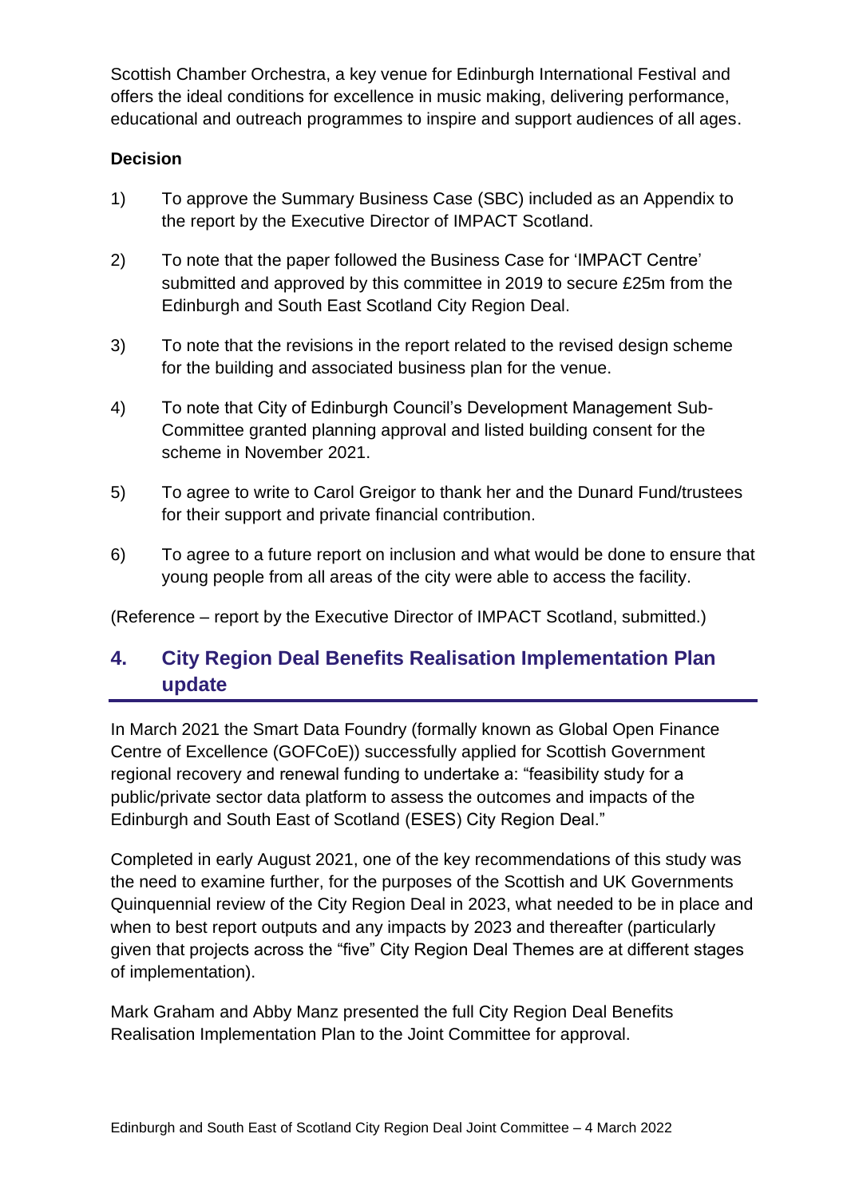Scottish Chamber Orchestra, a key venue for Edinburgh International Festival and offers the ideal conditions for excellence in music making, delivering performance, educational and outreach programmes to inspire and support audiences of all ages.

**Decision**

1) To approve the Summary Business Case (SBC) included as an Appendix to the report by the Executive Director of IMPACT Scotland.

2) To note that the paper followed the Business Case for 'IMPACT Centre' submitted and approved by this committee in 2019 to secure £25m from the Edinburgh and South East Scotland City Region Deal.

3) To note that the revisions in the report related to the revised design scheme for the building and associated business plan for the venue.

4) To note that City of Edinburgh Council's Development Management Sub-Committee granted planning approval and listed building consent for the scheme in November 2021.

5) To agree to write to Carol Greigor to thank her and the Dunard Fund/trustees for their support and private financial contribution.

6) To agree to a future report on inclusion and what would be done to ensure that young people from all areas of the city were able to access the facility.

(Reference – report by the Executive Director of IMPACT Scotland, submitted.)

## 4. City Region Deal Benefits Realisation Implementation Plan update

In March 2021 the Smart Data Foundry (formally known as Global Open Finance Centre of Excellence (GOFCoE)) successfully applied for Scottish Government regional recovery and renewal funding to undertake a: "feasibility study for a public/private sector data platform to assess the outcomes and impacts of the Edinburgh and South East of Scotland (ESES) City Region Deal."

Completed in early August 2021, one of the key recommendations of this study was the need to examine further, for the purposes of the Scottish and UK Governments Quinquennial review of the City Region Deal in 2023, what needed to be in place and when to best report outputs and any impacts by 2023 and thereafter (particularly given that projects across the "five" City Region Deal Themes are at different stages of implementation).

Mark Graham and Abby Manz presented the full City Region Deal Benefits Realisation Implementation Plan to the Joint Committee for approval.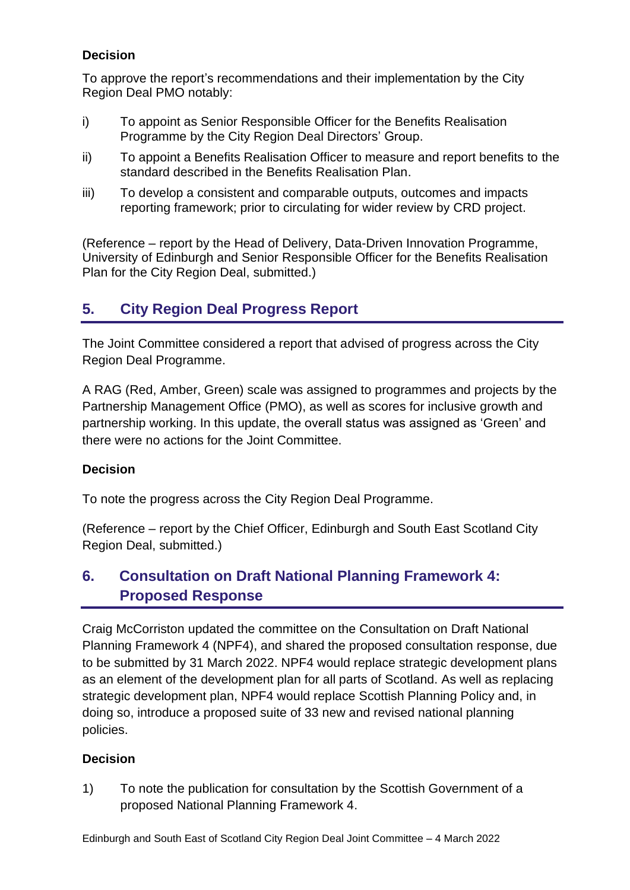**Decision**

To approve the report's recommendations and their implementation by the City Region Deal PMO notably:

i) To appoint as Senior Responsible Officer for the Benefits Realisation Programme by the City Region Deal Directors' Group.

ii) To appoint a Benefits Realisation Officer to measure and report benefits to the standard described in the Benefits Realisation Plan.

iii) To develop a consistent and comparable outputs, outcomes and impacts reporting framework; prior to circulating for wider review by CRD project.

(Reference – report by the Head of Delivery, Data-Driven Innovation Programme, University of Edinburgh and Senior Responsible Officer for the Benefits Realisation Plan for the City Region Deal, submitted.)

## 5. City Region Deal Progress Report

The Joint Committee considered a report that advised of progress across the City Region Deal Programme.

A RAG (Red, Amber, Green) scale was assigned to programmes and projects by the Partnership Management Office (PMO), as well as scores for inclusive growth and partnership working. In this update, the overall status was assigned as 'Green' and there were no actions for the Joint Committee.

**Decision**

To note the progress across the City Region Deal Programme.

(Reference – report by the Chief Officer, Edinburgh and South East Scotland City Region Deal, submitted.)

## 6. Consultation on Draft National Planning Framework 4: Proposed Response

Craig McCorriston updated the committee on the Consultation on Draft National Planning Framework 4 (NPF4), and shared the proposed consultation response, due to be submitted by 31 March 2022. NPF4 would replace strategic development plans as an element of the development plan for all parts of Scotland. As well as replacing strategic development plan, NPF4 would replace Scottish Planning Policy and, in doing so, introduce a proposed suite of 33 new and revised national planning policies.

**Decision**

1) To note the publication for consultation by the Scottish Government of a proposed National Planning Framework 4.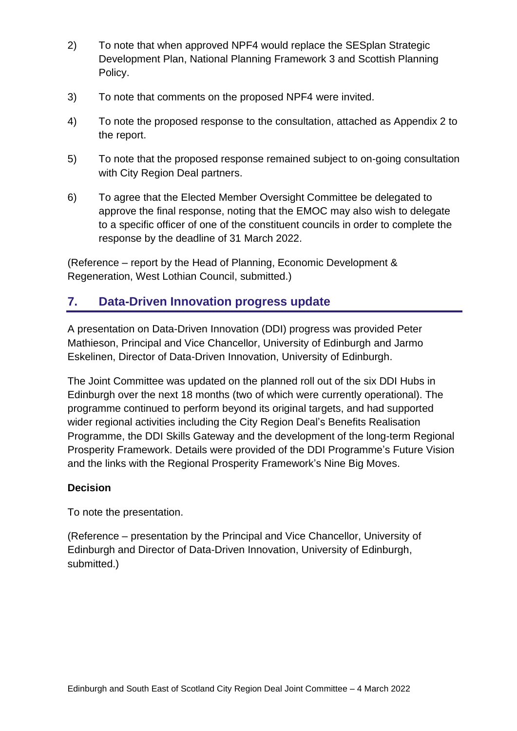2) To note that when approved NPF4 would replace the SESplan Strategic Development Plan, National Planning Framework 3 and Scottish Planning Policy.

3) To note that comments on the proposed NPF4 were invited.

4) To note the proposed response to the consultation, attached as Appendix 2 to the report.

5) To note that the proposed response remained subject to on-going consultation with City Region Deal partners.

6) To agree that the Elected Member Oversight Committee be delegated to approve the final response, noting that the EMOC may also wish to delegate to a specific officer of one of the constituent councils in order to complete the response by the deadline of 31 March 2022.

(Reference – report by the Head of Planning, Economic Development & Regeneration, West Lothian Council, submitted.)

## 7. Data-Driven Innovation progress update

A presentation on Data-Driven Innovation (DDI) progress was provided Peter Mathieson, Principal and Vice Chancellor, University of Edinburgh and Jarmo Eskelinen, Director of Data-Driven Innovation, University of Edinburgh.

The Joint Committee was updated on the planned roll out of the six DDI Hubs in Edinburgh over the next 18 months (two of which were currently operational). The programme continued to perform beyond its original targets, and had supported wider regional activities including the City Region Deal's Benefits Realisation Programme, the DDI Skills Gateway and the development of the long-term Regional Prosperity Framework. Details were provided of the DDI Programme's Future Vision and the links with the Regional Prosperity Framework's Nine Big Moves.

**Decision**

To note the presentation.

(Reference – presentation by the Principal and Vice Chancellor, University of Edinburgh and Director of Data-Driven Innovation, University of Edinburgh, submitted.)